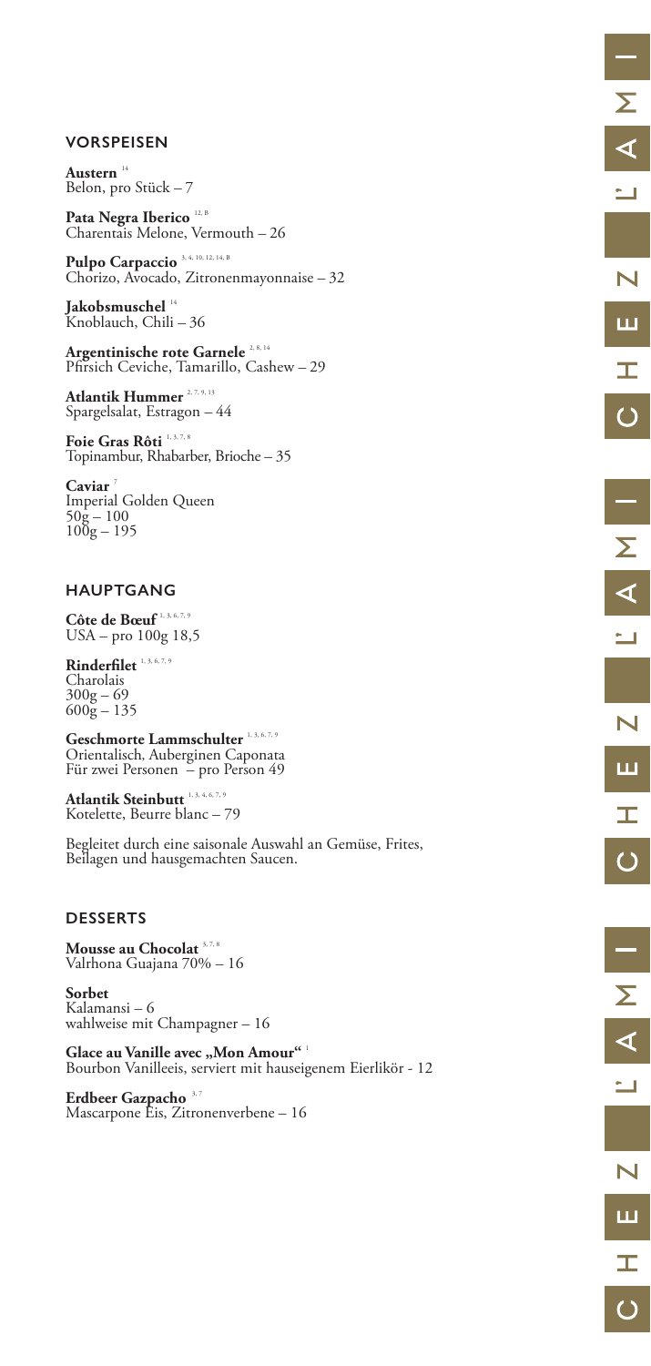## VORSPEISEN

**Austern** [14]
Belon, pro Stück – 7

**Pata Negra Iberico** [12, B]
Charentais Melone, Vermouth – 26

**Pulpo Carpaccio** [3, 4, 10, 12, 14, B]
Chorizo, Avocado, Zitronenmayonnaise – 32

**Jakobsmuschel** [14]
Knoblauch, Chili – 36

**Argentinische rote Garnele** [2, 8, 14]
Pfirsich Ceviche, Tamarillo, Cashew – 29

**Atlantik Hummer** [2, 7, 9, 13]
Spargelsalat, Estragon – 44

**Foie Gras Rôti** [1, 3, 7, 8]
Topinambur, Rhabarber, Brioche – 35

**Caviar** [7]
Imperial Golden Queen
50g – 100
100g – 195

## HAUPTGANG

**Côte de Bœuf** [1, 3, 6, 7, 9]
USA – pro 100g 18,5

**Rinderfilet** [1, 3, 6, 7, 9]
Charolais
300g – 69
600g – 135

**Geschmorte Lammschulter** [1, 3, 6, 7, 9]
Orientalisch, Auberginen Caponata
Für zwei Personen – pro Person 49

**Atlantik Steinbutt** [1, 3, 4, 6, 7, 9]
Kotelette, Beurre blanc – 79

Begleitet durch eine saisonale Auswahl an Gemüse, Frites, Beilagen und hausgemachten Saucen.

## DESSERTS

**Mousse au Chocolat** [3, 7, 8]
Valrhona Guajana 70% – 16

**Sorbet**
Kalamansi – 6
wahlweise mit Champagner – 16

**Glace au Vanille avec „Mon Amour"** [1]
Bourbon Vanilleeis, serviert mit hauseigenem Eierlikör - 12

**Erdbeer Gazpacho** [3, 7]
Mascarpone Eis, Zitronenverbene – 16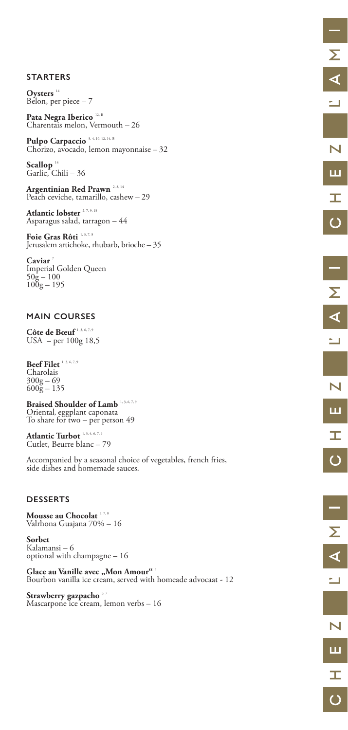## STARTERS

**Oysters** [14]
Belon, per piece – 7

**Pata Negra Iberico** [12, B]
Charentais melon, Vermouth – 26

**Pulpo Carpaccio** [3, 4, 10, 12, 14, B]
Chorizo, avocado, lemon mayonnaise – 32

**Scallop** [14]
Garlic, Chili – 36

**Argentinian Red Prawn** [2, 8, 14]
Peach ceviche, tamarillo, cashew – 29

**Atlantic lobster** [2, 7, 9, 13]
Asparagus salad, tarragon – 44

**Foie Gras Rôti** [1, 3, 7, 8]
Jerusalem artichoke, rhubarb, brioche – 35

**Caviar** [7]
Imperial Golden Queen
50g – 100
100g – 195

## MAIN COURSES

**Côte de Bœuf** [1, 3, 6, 7, 9]
USA – per 100g 18,5

**Beef Filet** [1, 3, 6, 7, 9]
Charolais
300g – 69
600g – 135

**Braised Shoulder of Lamb** [1, 3, 6, 7, 9]
Oriental, eggplant caponata
To share for two – per person 49

**Atlantic Turbot** [1, 3, 4, 6, 7, 9]
Cutlet, Beurre blanc – 79

Accompanied by a seasonal choice of vegetables, french fries, side dishes and homemade sauces.

## DESSERTS

**Mousse au Chocolat** [3, 7, 8]
Valrhona Guajana 70% – 16

**Sorbet**
Kalamansi – 6
optional with champagne – 16

**Glace au Vanille avec „Mon Amour"** [1]
Bourbon vanilla ice cream, served with homeade advocaat - 12

**Strawberry gazpacho** [3, 7]
Mascarpone ice cream, lemon verbs – 16